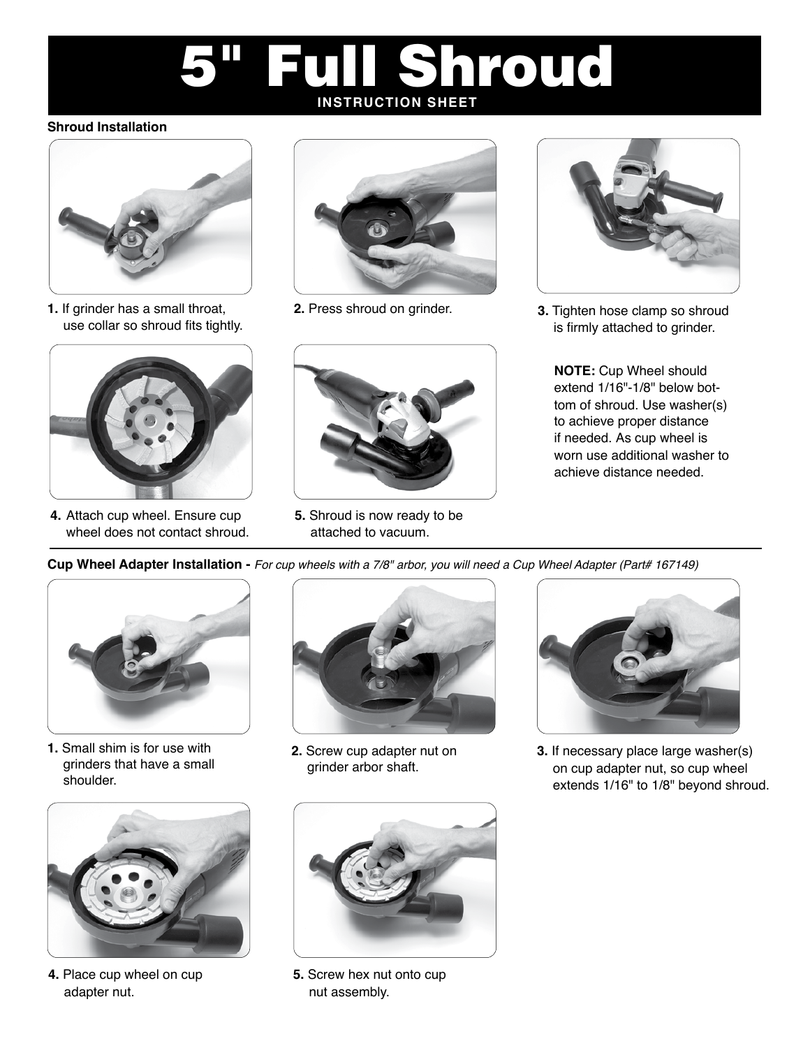# 5" Full Shroud

**INSTRUCTION SHEET**

**Shroud Installation**

**1.** If grinder has a small throat, use collar so shroud fits tightly.

**2.** Press shroud on grinder.

**3.** Tighten hose clamp so shroud is firmly attached to grinder.

**4.** Attach cup wheel. Ensure cup wheel does not contact shroud.

**5.** Shroud is now ready to be attached to vacuum.

**NOTE:** Cup Wheel should extend 1/16"-1/8" below bottom of shroud. Use washer(s) to achieve proper distance if needed. As cup wheel is worn use additional washer to achieve distance needed.

**Cup Wheel Adapter Installation -** *For cup wheels with a 7/8" arbor, you will need a Cup Wheel Adapter (Part# 167149)*

**1.** Small shim is for use with grinders that have a small shoulder.

**2.** Screw cup adapter nut on grinder arbor shaft.

**3.** If necessary place large washer(s) on cup adapter nut, so cup wheel extends 1/16" to 1/8" beyond shroud.

**4.** Place cup wheel on cup adapter nut.

**5.** Screw hex nut onto cup nut assembly.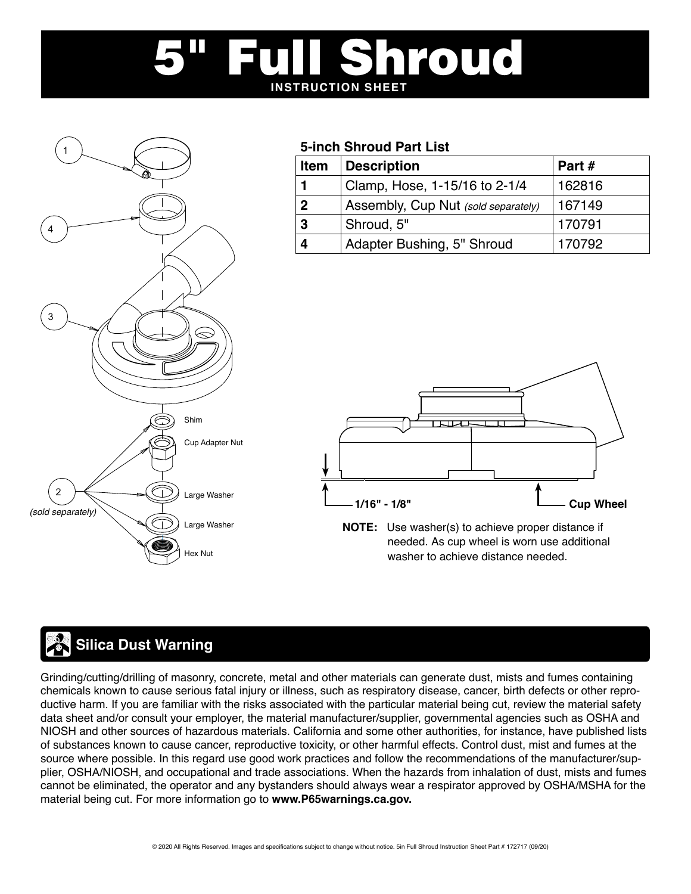# 5" Full Shroud

**INSTRUCTION SHEET**

1

4

3

Shim

Cup Adapter Nut

2

*(sold separately)*

Large Washer

Large Washer

Hex Nut

**5-inch Shroud Part List**

| Item | Description | Part # |
|---|---|---|
| **1** | Clamp, Hose, 1-15/16 to 2-1/4 | 162816 |
| **2** | Assembly, Cup Nut *(sold separately)* | 167149 |
| **3** | Shroud, 5" | 170791 |
| **4** | Adapter Bushing, 5" Shroud | 170792 |

**1/16" - 1/8"**

**Cup Wheel**

**NOTE:** Use washer(s) to achieve proper distance if needed. As cup wheel is worn use additional washer to achieve distance needed.

## Silica Dust Warning

Grinding/cutting/drilling of masonry, concrete, metal and other materials can generate dust, mists and fumes containing chemicals known to cause serious fatal injury or illness, such as respiratory disease, cancer, birth defects or other reproductive harm. If you are familiar with the risks associated with the particular material being cut, review the material safety data sheet and/or consult your employer, the material manufacturer/supplier, governmental agencies such as OSHA and NIOSH and other sources of hazardous materials. California and some other authorities, for instance, have published lists of substances known to cause cancer, reproductive toxicity, or other harmful effects. Control dust, mist and fumes at the source where possible. In this regard use good work practices and follow the recommendations of the manufacturer/supplier, OSHA/NIOSH, and occupational and trade associations. When the hazards from inhalation of dust, mists and fumes cannot be eliminated, the operator and any bystanders should always wear a respirator approved by OSHA/MSHA for the material being cut. For more information go to **www.P65warnings.ca.gov.**

© 2020 All Rights Reserved. Images and specifications subject to change without notice. 5in Full Shroud Instruction Sheet Part # 172717 (09/20)